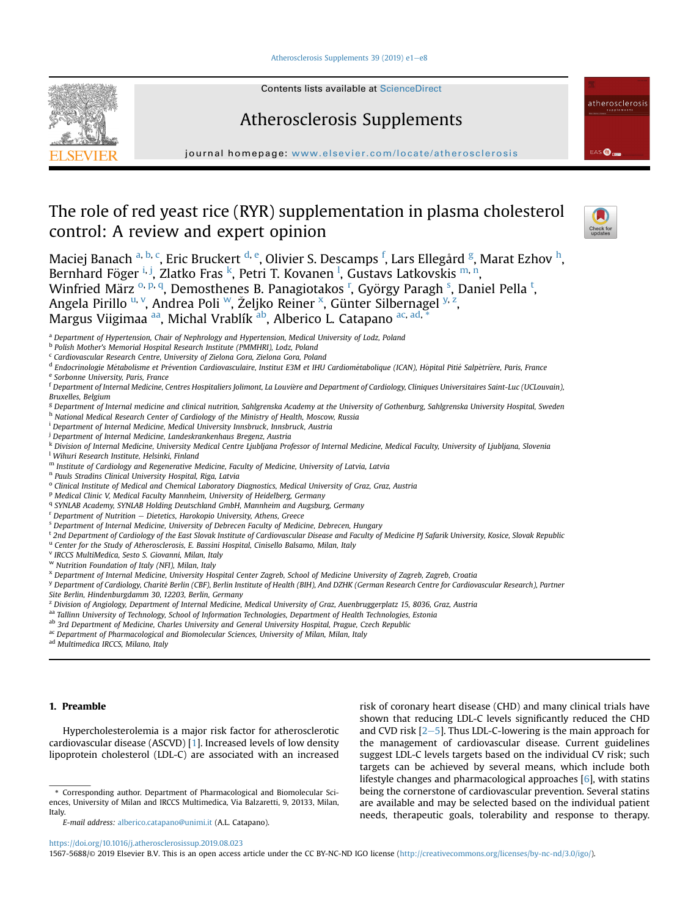# The role of red yeast rice (RYR) supplementation in plasma cholesterol control: A review and expert opinion

Maciej Banach [a, b, c], Eric Bruckert [d, e], Olivier S. Descamps [f], Lars Ellegård [g], Marat Ezhov [h], Bernhard Föger [i, j], Zlatko Fras [k], Petri T. Kovanen [l], Gustavs Latkovskis [m, n], Winfried März [o, p, q], Demosthenes B. Panagiotakos [r], György Paragh [s], Daniel Pella [t], Angela Pirillo [u, v], Andrea Poli [w], Željko Reiner [x], Günter Silbernagel [y, z], Margus Viigimaa [aa], Michal Vrablík [ab], Alberico L. Catapano [ac, ad, *]

[a] Department of Hypertension, Chair of Nephrology and Hypertension, Medical University of Lodz, Poland
[b] Polish Mother's Memorial Hospital Research Institute (PMMHRI), Lodz, Poland
[c] Cardiovascular Research Centre, University of Zielona Gora, Zielona Gora, Poland
[d] Endocrinologie Métabolisme et Prévention Cardiovasculaire, Institut E3M et IHU Cardiométabolique (ICAN), Hôpital Pitié Salpêtrière, Paris, France
[e] Sorbonne University, Paris, France
[f] Department of Internal Medicine, Centres Hospitaliers Jolimont, La Louvière and Department of Cardiology, Cliniques Universitaires Saint-Luc (UCLouvain), Bruxelles, Belgium
[g] Department of Internal medicine and clinical nutrition, Sahlgrenska Academy at the University of Gothenburg, Sahlgrenska University Hospital, Sweden
[h] National Medical Research Center of Cardiology of the Ministry of Health, Moscow, Russia
[i] Department of Internal Medicine, Medical University Innsbruck, Innsbruck, Austria
[j] Department of Internal Medicine, Landeskrankenhaus Bregenz, Austria
[k] Division of Internal Medicine, University Medical Centre Ljubljana Professor of Internal Medicine, Medical Faculty, University of Ljubljana, Slovenia
[l] Wihuri Research Institute, Helsinki, Finland
[m] Institute of Cardiology and Regenerative Medicine, Faculty of Medicine, University of Latvia, Latvia
[n] Pauls Stradins Clinical University Hospital, Riga, Latvia
[o] Clinical Institute of Medical and Chemical Laboratory Diagnostics, Medical University of Graz, Graz, Austria
[p] Medical Clinic V, Medical Faculty Mannheim, University of Heidelberg, Germany
[q] SYNLAB Academy, SYNLAB Holding Deutschland GmbH, Mannheim and Augsburg, Germany
[r] Department of Nutrition – Dietetics, Harokopio University, Athens, Greece
[s] Department of Internal Medicine, University of Debrecen Faculty of Medicine, Debrecen, Hungary
[t] 2nd Department of Cardiology of the East Slovak Institute of Cardiovascular Disease and Faculty of Medicine PJ Safarik University, Kosice, Slovak Republic
[u] Center for the Study of Atherosclerosis, E. Bassini Hospital, Cinisello Balsamo, Milan, Italy
[v] IRCCS MultiMedica, Sesto S. Giovanni, Milan, Italy
[w] Nutrition Foundation of Italy (NFI), Milan, Italy
[x] Department of Internal Medicine, University Hospital Center Zagreb, School of Medicine University of Zagreb, Zagreb, Croatia
[y] Department of Cardiology, Charité Berlin (CBF), Berlin Institute of Health (BIH), And DZHK (German Research Centre for Cardiovascular Research), Partner Site Berlin, Hindenburgdamm 30, 12203, Berlin, Germany
[z] Division of Angiology, Department of Internal Medicine, Medical University of Graz, Auenbruggerplatz 15, 8036, Graz, Austria
[aa] Tallinn University of Technology, School of Information Technologies, Department of Health Technologies, Estonia
[ab] 3rd Department of Medicine, Charles University and General University Hospital, Prague, Czech Republic
[ac] Department of Pharmacological and Biomolecular Sciences, University of Milan, Milan, Italy
[ad] Multimedica IRCCS, Milano, Italy

## 1. Preamble

Hypercholesterolemia is a major risk factor for atherosclerotic cardiovascular disease (ASCVD) [1]. Increased levels of low density lipoprotein cholesterol (LDL-C) are associated with an increased risk of coronary heart disease (CHD) and many clinical trials have shown that reducing LDL-C levels significantly reduced the CHD and CVD risk [2–5]. Thus LDL-C-lowering is the main approach for the management of cardiovascular disease. Current guidelines suggest LDL-C levels targets based on the individual CV risk; such targets can be achieved by several means, which include both lifestyle changes and pharmacological approaches [6], with statins being the cornerstone of cardiovascular prevention. Several statins are available and may be selected based on the individual patient needs, therapeutic goals, tolerability and response to therapy.

\* Corresponding author. Department of Pharmacological and Biomolecular Sciences, University of Milan and IRCCS Multimedica, Via Balzaretti, 9, 20133, Milan, Italy.

E-mail address: alberico.catapano@unimi.it (A.L. Catapano).

https://doi.org/10.1016/j.atherosclerosissup.2019.08.023

1567-5688/© 2019 Elsevier B.V. This is an open access article under the CC BY-NC-ND IGO license (http://creativecommons.org/licenses/by-nc-nd/3.0/igo/).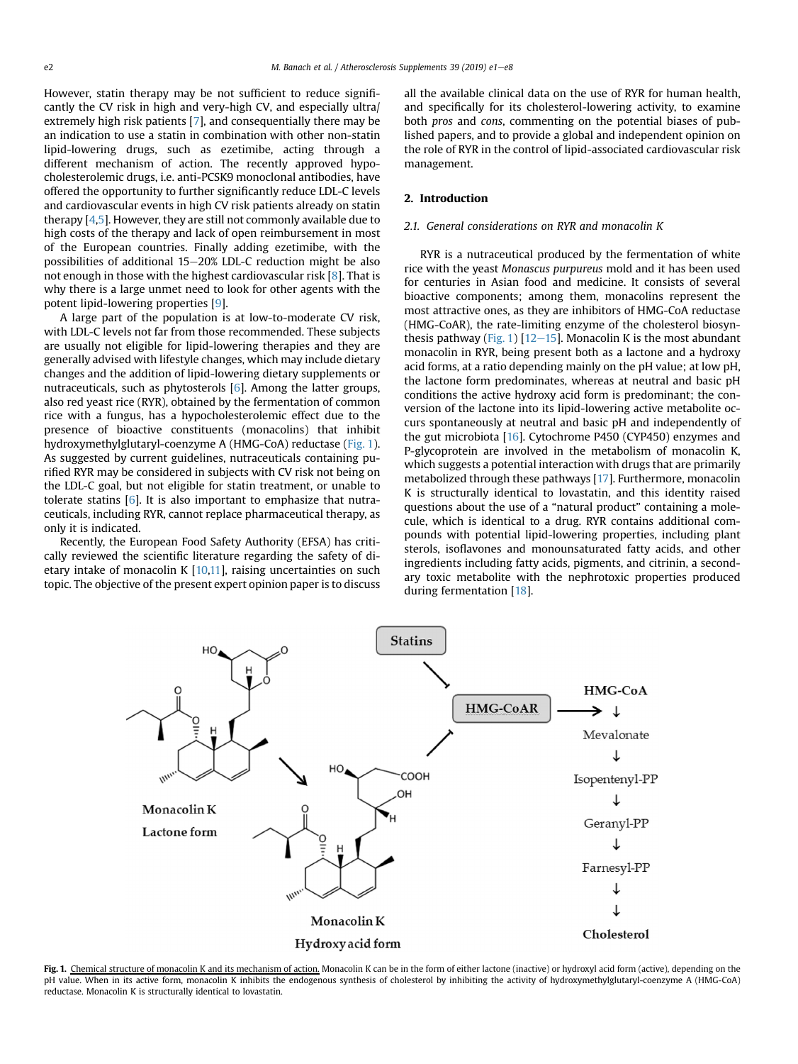However, statin therapy may be not sufficient to reduce significantly the CV risk in high and very-high CV, and especially ultra/extremely high risk patients [7], and consequentially there may be an indication to use a statin in combination with other non-statin lipid-lowering drugs, such as ezetimibe, acting through a different mechanism of action. The recently approved hypocholesterolemic drugs, i.e. anti-PCSK9 monoclonal antibodies, have offered the opportunity to further significantly reduce LDL-C levels and cardiovascular events in high CV risk patients already on statin therapy [4,5]. However, they are still not commonly available due to high costs of the therapy and lack of open reimbursement in most of the European countries. Finally adding ezetimibe, with the possibilities of additional 15–20% LDL-C reduction might be also not enough in those with the highest cardiovascular risk [8]. That is why there is a large unmet need to look for other agents with the potent lipid-lowering properties [9].

A large part of the population is at low-to-moderate CV risk, with LDL-C levels not far from those recommended. These subjects are usually not eligible for lipid-lowering therapies and they are generally advised with lifestyle changes, which may include dietary changes and the addition of lipid-lowering dietary supplements or nutraceuticals, such as phytosterols [6]. Among the latter groups, also red yeast rice (RYR), obtained by the fermentation of common rice with a fungus, has a hypocholesterolemic effect due to the presence of bioactive constituents (monacolins) that inhibit hydroxymethylglutaryl-coenzyme A (HMG-CoA) reductase (Fig. 1). As suggested by current guidelines, nutraceuticals containing purified RYR may be considered in subjects with CV risk not being on the LDL-C goal, but not eligible for statin treatment, or unable to tolerate statins [6]. It is also important to emphasize that nutraceuticals, including RYR, cannot replace pharmaceutical therapy, as only it is indicated.

Recently, the European Food Safety Authority (EFSA) has critically reviewed the scientific literature regarding the safety of dietary intake of monacolin K [10,11], raising uncertainties on such topic. The objective of the present expert opinion paper is to discuss all the available clinical data on the use of RYR for human health, and specifically for its cholesterol-lowering activity, to examine both *pros* and *cons*, commenting on the potential biases of published papers, and to provide a global and independent opinion on the role of RYR in the control of lipid-associated cardiovascular risk management.

## 2. Introduction

### 2.1. General considerations on RYR and monacolin K

RYR is a nutraceutical produced by the fermentation of white rice with the yeast *Monascus purpureus* mold and it has been used for centuries in Asian food and medicine. It consists of several bioactive components; among them, monacolins represent the most attractive ones, as they are inhibitors of HMG-CoA reductase (HMG-CoAR), the rate-limiting enzyme of the cholesterol biosynthesis pathway (Fig. 1) [12–15]. Monacolin K is the most abundant monacolin in RYR, being present both as a lactone and a hydroxy acid forms, at a ratio depending mainly on the pH value; at low pH, the lactone form predominates, whereas at neutral and basic pH conditions the active hydroxy acid form is predominant; the conversion of the lactone into its lipid-lowering active metabolite occurs spontaneously at neutral and basic pH and independently of the gut microbiota [16]. Cytochrome P450 (CYP450) enzymes and P-glycoprotein are involved in the metabolism of monacolin K, which suggests a potential interaction with drugs that are primarily metabolized through these pathways [17]. Furthermore, monacolin K is structurally identical to lovastatin, and this identity raised questions about the use of a "natural product" containing a molecule, which is identical to a drug. RYR contains additional compounds with potential lipid-lowering properties, including plant sterols, isoflavones and monounsaturated fatty acids, and other ingredients including fatty acids, pigments, and citrinin, a secondary toxic metabolite with the nephrotoxic properties produced during fermentation [18].

**Fig. 1.** Chemical structure of monacolin K and its mechanism of action. Monacolin K can be in the form of either lactone (inactive) or hydroxyl acid form (active), depending on the pH value. When in its active form, monacolin K inhibits the endogenous synthesis of cholesterol by inhibiting the activity of hydroxymethylglutaryl-coenzyme A (HMG-CoA) reductase. Monacolin K is structurally identical to lovastatin.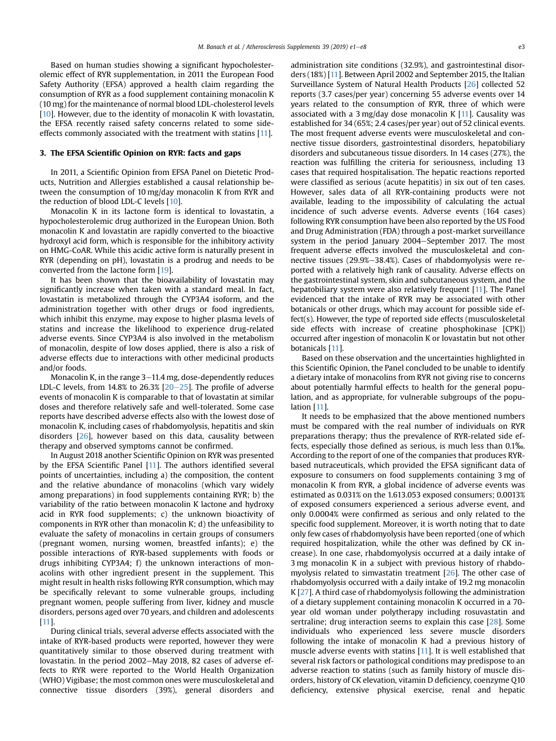Based on human studies showing a significant hypocholesterolemic effect of RYR supplementation, in 2011 the European Food Safety Authority (EFSA) approved a health claim regarding the consumption of RYR as a food supplement containing monacolin K (10 mg) for the maintenance of normal blood LDL-cholesterol levels [10]. However, due to the identity of monacolin K with lovastatin, the EFSA recently raised safety concerns related to some side-effects commonly associated with the treatment with statins [11].

## 3. The EFSA Scientific Opinion on RYR: facts and gaps

In 2011, a Scientific Opinion from EFSA Panel on Dietetic Products, Nutrition and Allergies established a causal relationship between the consumption of 10 mg/day monacolin K from RYR and the reduction of blood LDL-C levels [10].

Monacolin K in its lactone form is identical to lovastatin, a hypocholesterolemic drug authorized in the European Union. Both monacolin K and lovastatin are rapidly converted to the bioactive hydroxyl acid form, which is responsible for the inhibitory activity on HMG-CoAR. While this acidic active form is naturally present in RYR (depending on pH), lovastatin is a prodrug and needs to be converted from the lactone form [19].

It has been shown that the bioavailability of lovastatin may significantly increase when taken with a standard meal. In fact, lovastatin is metabolized through the CYP3A4 isoform, and the administration together with other drugs or food ingredients, which inhibit this enzyme, may expose to higher plasma levels of statins and increase the likelihood to experience drug-related adverse events. Since CYP3A4 is also involved in the metabolism of monacolin, despite of low doses applied, there is also a risk of adverse effects due to interactions with other medicinal products and/or foods.

Monacolin K, in the range 3–11.4 mg, dose-dependently reduces LDL-C levels, from 14.8% to 26.3% [20–25]. The profile of adverse events of monacolin K is comparable to that of lovastatin at similar doses and therefore relatively safe and well-tolerated. Some case reports have described adverse effects also with the lowest dose of monacolin K, including cases of rhabdomyolysis, hepatitis and skin disorders [26], however based on this data, causality between therapy and observed symptoms cannot be confirmed.

In August 2018 another Scientific Opinion on RYR was presented by the EFSA Scientific Panel [11]. The authors identified several points of uncertainties, including a) the composition, the content and the relative abundance of monacolins (which vary widely among preparations) in food supplements containing RYR; b) the variability of the ratio between monacolin K lactone and hydroxy acid in RYR food supplements; c) the unknown bioactivity of components in RYR other than monacolin K; d) the unfeasibility to evaluate the safety of monacolins in certain groups of consumers (pregnant women, nursing women, breastfed infants); e) the possible interactions of RYR-based supplements with foods or drugs inhibiting CYP3A4; f) the unknown interactions of monacolins with other ingredient present in the supplement. This might result in health risks following RYR consumption, which may be specifically relevant to some vulnerable groups, including pregnant women, people suffering from liver, kidney and muscle disorders, persons aged over 70 years, and children and adolescents [11].

During clinical trials, several adverse effects associated with the intake of RYR-based products were reported, however they were quantitatively similar to those observed during treatment with lovastatin. In the period 2002–May 2018, 82 cases of adverse effects to RYR were reported to the World Health Organization (WHO) Vigibase; the most common ones were musculoskeletal and connective tissue disorders (39%), general disorders and administration site conditions (32.9%), and gastrointestinal disorders (18%) [11]. Between April 2002 and September 2015, the Italian Surveillance System of Natural Health Products [26] collected 52 reports (3.7 cases/per year) concerning 55 adverse events over 14 years related to the consumption of RYR, three of which were associated with a 3 mg/day dose monacolin K [11]. Causality was established for 34 (65%; 2.4 cases/per year) out of 52 clinical events. The most frequent adverse events were musculoskeletal and connective tissue disorders, gastrointestinal disorders, hepatobiliary disorders and subcutaneous tissue disorders. In 14 cases (27%), the reaction was fulfilling the criteria for seriousness, including 13 cases that required hospitalisation. The hepatic reactions reported were classified as serious (acute hepatitis) in six out of ten cases. However, sales data of all RYR-containing products were not available, leading to the impossibility of calculating the actual incidence of such adverse events. Adverse events (164 cases) following RYR consumption have been also reported by the US Food and Drug Administration (FDA) through a post-market surveillance system in the period January 2004–September 2017. The most frequent adverse effects involved the musculoskeletal and connective tissues (29.9%–38.4%). Cases of rhabdomyolysis were reported with a relatively high rank of causality. Adverse effects on the gastrointestinal system, skin and subcutaneous system, and the hepatobiliary system were also relatively frequent [11]. The Panel evidenced that the intake of RYR may be associated with other botanicals or other drugs, which may account for possible side effect(s). However, the type of reported side effects (musculoskeletal side effects with increase of creatine phosphokinase [CPK]) occurred after ingestion of monacolin K or lovastatin but not other botanicals [11].

Based on these observation and the uncertainties highlighted in this Scientific Opinion, the Panel concluded to be unable to identify a dietary intake of monacolins from RYR not giving rise to concerns about potentially harmful effects to health for the general population, and as appropriate, for vulnerable subgroups of the population [11].

It needs to be emphasized that the above mentioned numbers must be compared with the real number of individuals on RYR preparations therapy; thus the prevalence of RYR-related side effects, especially those defined as serious, is much less than 0.1‰. According to the report of one of the companies that produces RYR-based nutraceuticals, which provided the EFSA significant data of exposure to consumers on food supplements containing 3 mg of monacolin K from RYR, a global incidence of adverse events was estimated as 0.031% on the 1.613.053 exposed consumers; 0.0013% of exposed consumers experienced a serious adverse event, and only 0.0004% were confirmed as serious and only related to the specific food supplement. Moreover, it is worth noting that to date only few cases of rhabdomyolysis have been reported (one of which required hospitalization, while the other was defined by CK increase). In one case, rhabdomyolysis occurred at a daily intake of 3 mg monacolin K in a subject with previous history of rhabdomyolysis related to simvastatin treatment [26]. The other case of rhabdomyolysis occurred with a daily intake of 19.2 mg monacolin K [27]. A third case of rhabdomyolysis following the administration of a dietary supplement containing monacolin K occurred in a 70-year old woman under polytherapy including rosuvastatin and sertraline; drug interaction seems to explain this case [28]. Some individuals who experienced less severe muscle disorders following the intake of monacolin K had a previous history of muscle adverse events with statins [11]. It is well established that several risk factors or pathological conditions may predispose to an adverse reaction to statins (such as family history of muscle disorders, history of CK elevation, vitamin D deficiency, coenzyme Q10 deficiency, extensive physical exercise, renal and hepatic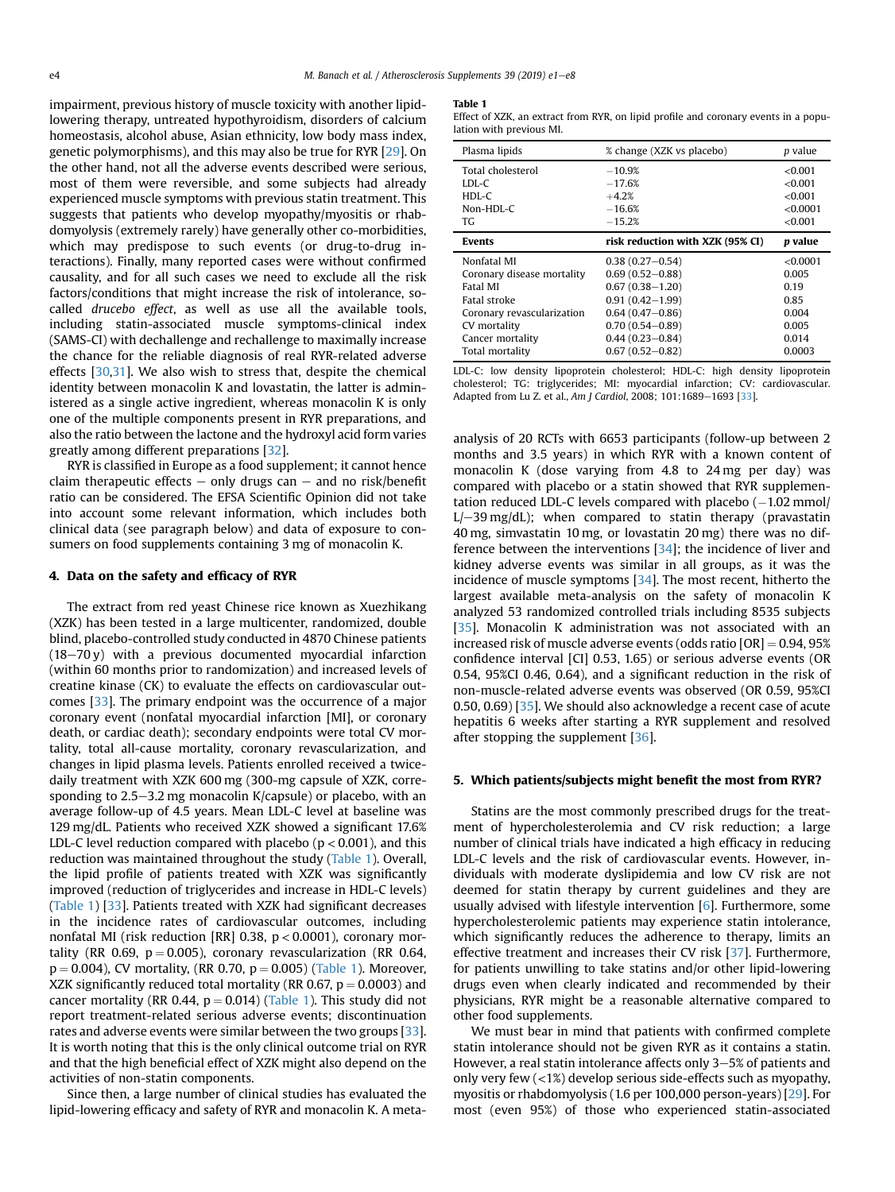impairment, previous history of muscle toxicity with another lipid-lowering therapy, untreated hypothyroidism, disorders of calcium homeostasis, alcohol abuse, Asian ethnicity, low body mass index, genetic polymorphisms), and this may also be true for RYR [29]. On the other hand, not all the adverse events described were serious, most of them were reversible, and some subjects had already experienced muscle symptoms with previous statin treatment. This suggests that patients who develop myopathy/myositis or rhabdomyolysis (extremely rarely) have generally other co-morbidities, which may predispose to such events (or drug-to-drug interactions). Finally, many reported cases were without confirmed causality, and for all such cases we need to exclude all the risk factors/conditions that might increase the risk of intolerance, so-called *drucebo effect*, as well as use all the available tools, including statin-associated muscle symptoms-clinical index (SAMS-CI) with dechallenge and rechallenge to maximally increase the chance for the reliable diagnosis of real RYR-related adverse effects [30,31]. We also wish to stress that, despite the chemical identity between monacolin K and lovastatin, the latter is administered as a single active ingredient, whereas monacolin K is only one of the multiple components present in RYR preparations, and also the ratio between the lactone and the hydroxyl acid form varies greatly among different preparations [32].

RYR is classified in Europe as a food supplement; it cannot hence claim therapeutic effects – only drugs can – and no risk/benefit ratio can be considered. The EFSA Scientific Opinion did not take into account some relevant information, which includes both clinical data (see paragraph below) and data of exposure to consumers on food supplements containing 3 mg of monacolin K.

## 4. Data on the safety and efficacy of RYR

The extract from red yeast Chinese rice known as Xuezhikang (XZK) has been tested in a large multicenter, randomized, double blind, placebo-controlled study conducted in 4870 Chinese patients (18–70 y) with a previous documented myocardial infarction (within 60 months prior to randomization) and increased levels of creatine kinase (CK) to evaluate the effects on cardiovascular outcomes [33]. The primary endpoint was the occurrence of a major coronary event (nonfatal myocardial infarction [MI], or coronary death, or cardiac death); secondary endpoints were total CV mortality, total all-cause mortality, coronary revascularization, and changes in lipid plasma levels. Patients enrolled received a twice-daily treatment with XZK 600 mg (300-mg capsule of XZK, corresponding to 2.5–3.2 mg monacolin K/capsule) or placebo, with an average follow-up of 4.5 years. Mean LDL-C level at baseline was 129 mg/dL. Patients who received XZK showed a significant 17.6% LDL-C level reduction compared with placebo ($p < 0.001$), and this reduction was maintained throughout the study (Table 1). Overall, the lipid profile of patients treated with XZK was significantly improved (reduction of triglycerides and increase in HDL-C levels) (Table 1) [33]. Patients treated with XZK had significant decreases in the incidence rates of cardiovascular outcomes, including nonfatal MI (risk reduction [RR] 0.38, $p < 0.0001$), coronary mortality (RR 0.69, $p = 0.005$), coronary revascularization (RR 0.64, $p = 0.004$), CV mortality, (RR 0.70, $p = 0.005$) (Table 1). Moreover, XZK significantly reduced total mortality (RR 0.67, $p = 0.0003$) and cancer mortality (RR 0.44, $p = 0.014$) (Table 1). This study did not report treatment-related serious adverse events; discontinuation rates and adverse events were similar between the two groups [33]. It is worth noting that this is the only clinical outcome trial on RYR and that the high beneficial effect of XZK might also depend on the activities of non-statin components.

Since then, a large number of clinical studies has evaluated the lipid-lowering efficacy and safety of RYR and monacolin K. A meta-analysis of 20 RCTs with 6653 participants (follow-up between 2 months and 3.5 years) in which RYR with a known content of monacolin K (dose varying from 4.8 to 24 mg per day) was compared with placebo or a statin showed that RYR supplementation reduced LDL-C levels compared with placebo (−1.02 mmol/L/−39 mg/dL); when compared to statin therapy (pravastatin 40 mg, simvastatin 10 mg, or lovastatin 20 mg) there was no difference between the interventions [34]; the incidence of liver and kidney adverse events was similar in all groups, as it was the incidence of muscle symptoms [34]. The most recent, hitherto the largest available meta-analysis on the safety of monacolin K analyzed 53 randomized controlled trials including 8535 subjects [35]. Monacolin K administration was not associated with an increased risk of muscle adverse events (odds ratio [OR] = 0.94, 95% confidence interval [CI] 0.53, 1.65) or serious adverse events (OR 0.54, 95%CI 0.46, 0.64), and a significant reduction in the risk of non-muscle-related adverse events was observed (OR 0.59, 95%CI 0.50, 0.69) [35]. We should also acknowledge a recent case of acute hepatitis 6 weeks after starting a RYR supplement and resolved after stopping the supplement [36].

**Table 1**
Effect of XZK, an extract from RYR, on lipid profile and coronary events in a population with previous MI.

| Plasma lipids | % change (XZK vs placebo) | *p* value |
|---|---|---|
| Total cholesterol | −10.9% | <0.001 |
| LDL-C | −17.6% | <0.001 |
| HDL-C | +4.2% | <0.001 |
| Non-HDL-C | −16.6% | <0.0001 |
| TG | −15.2% | <0.001 |
| **Events** | **risk reduction with XZK (95% CI)** | ***p* value** |
| Nonfatal MI | 0.38 (0.27–0.54) | <0.0001 |
| Coronary disease mortality | 0.69 (0.52–0.88) | 0.005 |
| Fatal MI | 0.67 (0.38–1.20) | 0.19 |
| Fatal stroke | 0.91 (0.42–1.99) | 0.85 |
| Coronary revascularization | 0.64 (0.47–0.86) | 0.004 |
| CV mortality | 0.70 (0.54–0.89) | 0.005 |
| Cancer mortality | 0.44 (0.23–0.84) | 0.014 |
| Total mortality | 0.67 (0.52–0.82) | 0.0003 |

LDL-C: low density lipoprotein cholesterol; HDL-C: high density lipoprotein cholesterol; TG: triglycerides; MI: myocardial infarction; CV: cardiovascular. Adapted from Lu Z. et al., *Am J Cardiol*, 2008; 101:1689–1693 [33].

## 5. Which patients/subjects might benefit the most from RYR?

Statins are the most commonly prescribed drugs for the treatment of hypercholesterolemia and CV risk reduction; a large number of clinical trials have indicated a high efficacy in reducing LDL-C levels and the risk of cardiovascular events. However, individuals with moderate dyslipidemia and low CV risk are not deemed for statin therapy by current guidelines and they are usually advised with lifestyle intervention [6]. Furthermore, some hypercholesterolemic patients may experience statin intolerance, which significantly reduces the adherence to therapy, limits an effective treatment and increases their CV risk [37]. Furthermore, for patients unwilling to take statins and/or other lipid-lowering drugs even when clearly indicated and recommended by their physicians, RYR might be a reasonable alternative compared to other food supplements.

We must bear in mind that patients with confirmed complete statin intolerance should not be given RYR as it contains a statin. However, a real statin intolerance affects only 3–5% of patients and only very few (<1%) develop serious side-effects such as myopathy, myositis or rhabdomyolysis (1.6 per 100,000 person-years) [29]. For most (even 95%) of those who experienced statin-associated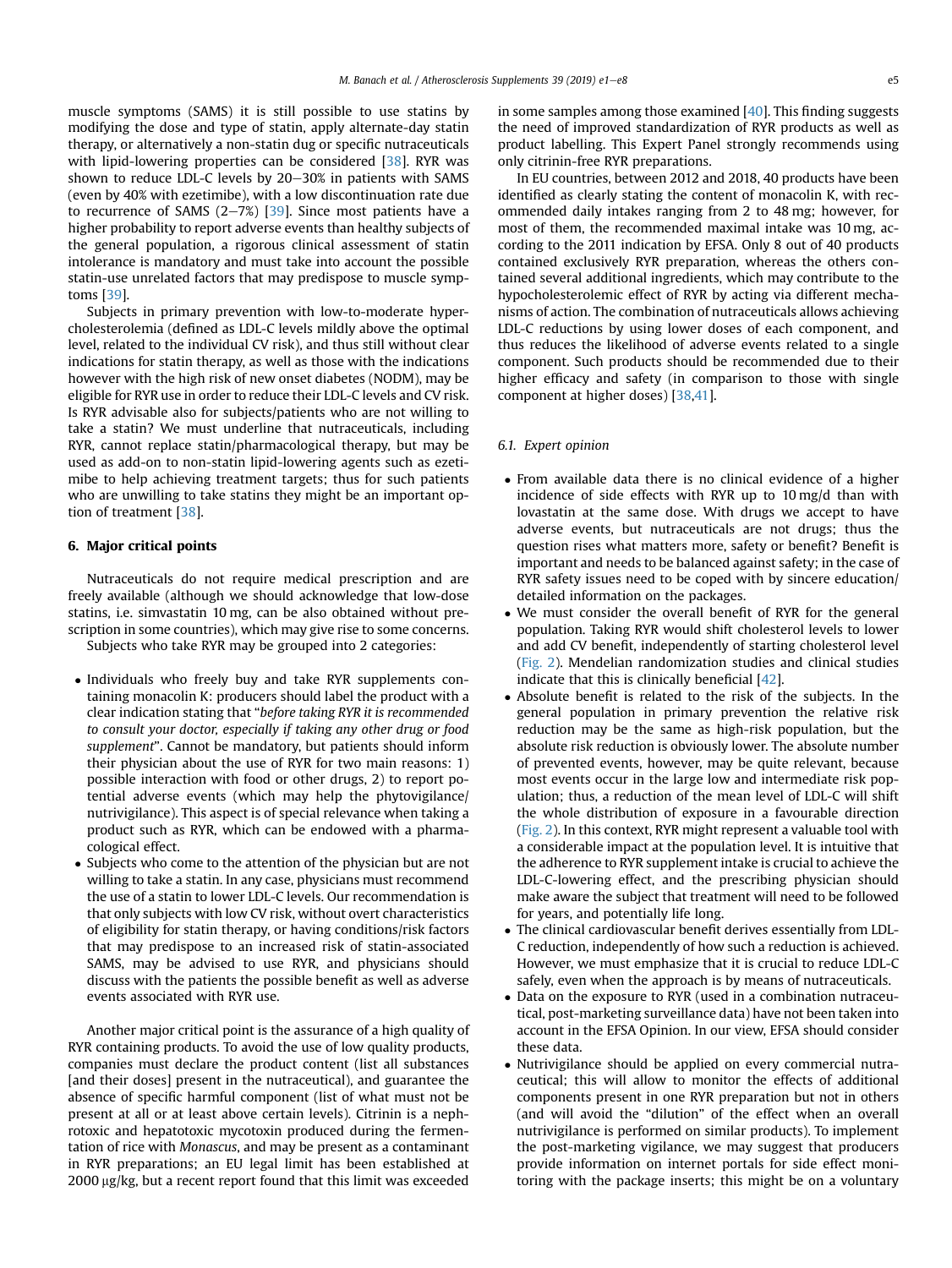muscle symptoms (SAMS) it is still possible to use statins by modifying the dose and type of statin, apply alternate-day statin therapy, or alternatively a non-statin dug or specific nutraceuticals with lipid-lowering properties can be considered [38]. RYR was shown to reduce LDL-C levels by 20–30% in patients with SAMS (even by 40% with ezetimibe), with a low discontinuation rate due to recurrence of SAMS (2–7%) [39]. Since most patients have a higher probability to report adverse events than healthy subjects of the general population, a rigorous clinical assessment of statin intolerance is mandatory and must take into account the possible statin-use unrelated factors that may predispose to muscle symptoms [39].

Subjects in primary prevention with low-to-moderate hypercholesterolemia (defined as LDL-C levels mildly above the optimal level, related to the individual CV risk), and thus still without clear indications for statin therapy, as well as those with the indications however with the high risk of new onset diabetes (NODM), may be eligible for RYR use in order to reduce their LDL-C levels and CV risk. Is RYR advisable also for subjects/patients who are not willing to take a statin? We must underline that nutraceuticals, including RYR, cannot replace statin/pharmacological therapy, but may be used as add-on to non-statin lipid-lowering agents such as ezetimibe to help achieving treatment targets; thus for such patients who are unwilling to take statins they might be an important option of treatment [38].

## 6. Major critical points

Nutraceuticals do not require medical prescription and are freely available (although we should acknowledge that low-dose statins, i.e. simvastatin 10 mg, can be also obtained without prescription in some countries), which may give rise to some concerns.

Subjects who take RYR may be grouped into 2 categories:

- Individuals who freely buy and take RYR supplements containing monacolin K: producers should label the product with a clear indication stating that "*before taking RYR it is recommended to consult your doctor, especially if taking any other drug or food supplement*". Cannot be mandatory, but patients should inform their physician about the use of RYR for two main reasons: 1) possible interaction with food or other drugs, 2) to report potential adverse events (which may help the phytovigilance/nutrivigilance). This aspect is of special relevance when taking a product such as RYR, which can be endowed with a pharmacological effect.
- Subjects who come to the attention of the physician but are not willing to take a statin. In any case, physicians must recommend the use of a statin to lower LDL-C levels. Our recommendation is that only subjects with low CV risk, without overt characteristics of eligibility for statin therapy, or having conditions/risk factors that may predispose to an increased risk of statin-associated SAMS, may be advised to use RYR, and physicians should discuss with the patients the possible benefit as well as adverse events associated with RYR use.

Another major critical point is the assurance of a high quality of RYR containing products. To avoid the use of low quality products, companies must declare the product content (list all substances [and their doses] present in the nutraceutical), and guarantee the absence of specific harmful component (list of what must not be present at all or at least above certain levels). Citrinin is a nephrotoxic and hepatotoxic mycotoxin produced during the fermentation of rice with *Monascus*, and may be present as a contaminant in RYR preparations; an EU legal limit has been established at 2000 μg/kg, but a recent report found that this limit was exceeded in some samples among those examined [40]. This finding suggests the need of improved standardization of RYR products as well as product labelling. This Expert Panel strongly recommends using only citrinin-free RYR preparations.

In EU countries, between 2012 and 2018, 40 products have been identified as clearly stating the content of monacolin K, with recommended daily intakes ranging from 2 to 48 mg; however, for most of them, the recommended maximal intake was 10 mg, according to the 2011 indication by EFSA. Only 8 out of 40 products contained exclusively RYR preparation, whereas the others contained several additional ingredients, which may contribute to the hypocholesterolemic effect of RYR by acting via different mechanisms of action. The combination of nutraceuticals allows achieving LDL-C reductions by using lower doses of each component, and thus reduces the likelihood of adverse events related to a single component. Such products should be recommended due to their higher efficacy and safety (in comparison to those with single component at higher doses) [38,41].

### 6.1. Expert opinion

- From available data there is no clinical evidence of a higher incidence of side effects with RYR up to 10 mg/d than with lovastatin at the same dose. With drugs we accept to have adverse events, but nutraceuticals are not drugs; thus the question rises what matters more, safety or benefit? Benefit is important and needs to be balanced against safety; in the case of RYR safety issues need to be coped with by sincere education/detailed information on the packages.
- We must consider the overall benefit of RYR for the general population. Taking RYR would shift cholesterol levels to lower and add CV benefit, independently of starting cholesterol level (Fig. 2). Mendelian randomization studies and clinical studies indicate that this is clinically beneficial [42].
- Absolute benefit is related to the risk of the subjects. In the general population in primary prevention the relative risk reduction may be the same as high-risk population, but the absolute risk reduction is obviously lower. The absolute number of prevented events, however, may be quite relevant, because most events occur in the large low and intermediate risk population; thus, a reduction of the mean level of LDL-C will shift the whole distribution of exposure in a favourable direction (Fig. 2). In this context, RYR might represent a valuable tool with a considerable impact at the population level. It is intuitive that the adherence to RYR supplement intake is crucial to achieve the LDL-C-lowering effect, and the prescribing physician should make aware the subject that treatment will need to be followed for years, and potentially life long.
- The clinical cardiovascular benefit derives essentially from LDL-C reduction, independently of how such a reduction is achieved. However, we must emphasize that it is crucial to reduce LDL-C safely, even when the approach is by means of nutraceuticals.
- Data on the exposure to RYR (used in a combination nutraceutical, post-marketing surveillance data) have not been taken into account in the EFSA Opinion. In our view, EFSA should consider these data.
- Nutrivigilance should be applied on every commercial nutraceutical; this will allow to monitor the effects of additional components present in one RYR preparation but not in others (and will avoid the "dilution" of the effect when an overall nutrivigilance is performed on similar products). To implement the post-marketing vigilance, we may suggest that producers provide information on internet portals for side effect monitoring with the package inserts; this might be on a voluntary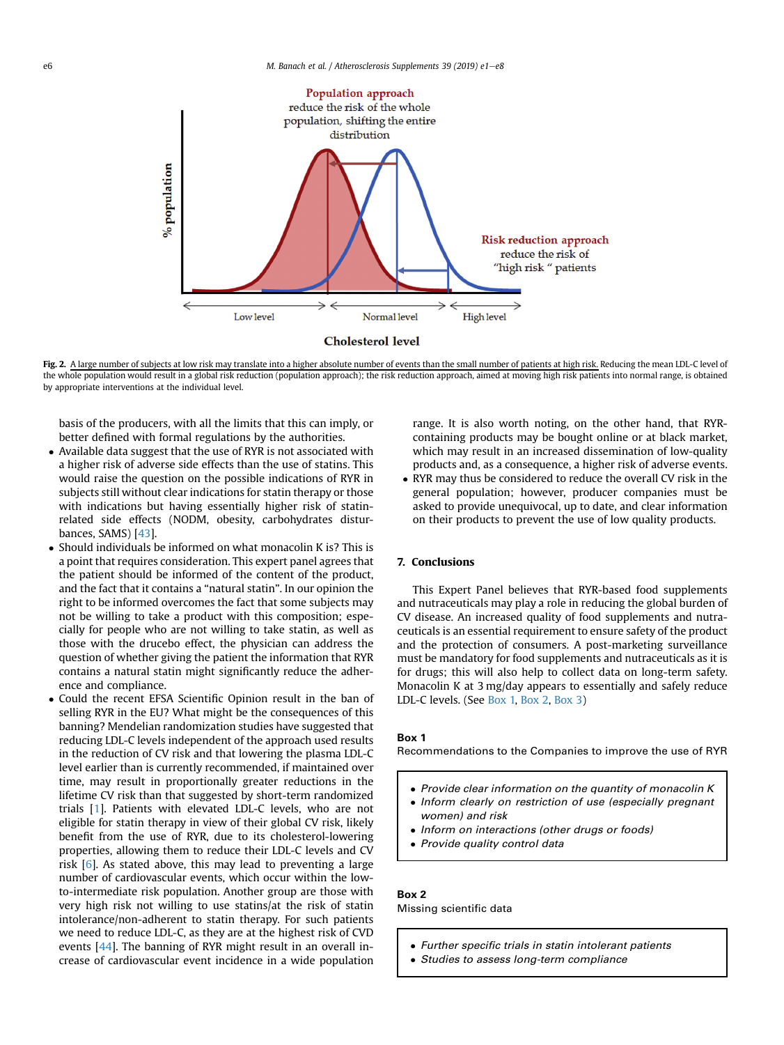**Fig. 2.** A large number of subjects at low risk may translate into a higher absolute number of events than the small number of patients at high risk. Reducing the mean LDL-C level of the whole population would result in a global risk reduction (population approach); the risk reduction approach, aimed at moving high risk patients into normal range, is obtained by appropriate interventions at the individual level.

basis of the producers, with all the limits that this can imply, or better defined with formal regulations by the authorities.

- Available data suggest that the use of RYR is not associated with a higher risk of adverse side effects than the use of statins. This would raise the question on the possible indications of RYR in subjects still without clear indications for statin therapy or those with indications but having essentially higher risk of statin-related side effects (NODM, obesity, carbohydrates disturbances, SAMS) [43].
- Should individuals be informed on what monacolin K is? This is a point that requires consideration. This expert panel agrees that the patient should be informed of the content of the product, and the fact that it contains a "natural statin". In our opinion the right to be informed overcomes the fact that some subjects may not be willing to take a product with this composition; especially for people who are not willing to take statin, as well as those with the drucebo effect, the physician can address the question of whether giving the patient the information that RYR contains a natural statin might significantly reduce the adherence and compliance.
- Could the recent EFSA Scientific Opinion result in the ban of selling RYR in the EU? What might be the consequences of this banning? Mendelian randomization studies have suggested that reducing LDL-C levels independent of the approach used results in the reduction of CV risk and that lowering the plasma LDL-C level earlier than is currently recommended, if maintained over time, may result in proportionally greater reductions in the lifetime CV risk than that suggested by short-term randomized trials [1]. Patients with elevated LDL-C levels, who are not eligible for statin therapy in view of their global CV risk, likely benefit from the use of RYR, due to its cholesterol-lowering properties, allowing them to reduce their LDL-C levels and CV risk [6]. As stated above, this may lead to preventing a large number of cardiovascular events, which occur within the low-to-intermediate risk population. Another group are those with very high risk not willing to use statins/at the risk of statin intolerance/non-adherent to statin therapy. For such patients we need to reduce LDL-C, as they are at the highest risk of CVD events [44]. The banning of RYR might result in an overall increase of cardiovascular event incidence in a wide population range. It is also worth noting, on the other hand, that RYR-containing products may be bought online or at black market, which may result in an increased dissemination of low-quality products and, as a consequence, a higher risk of adverse events.
- RYR may thus be considered to reduce the overall CV risk in the general population; however, producer companies must be asked to provide unequivocal, up to date, and clear information on their products to prevent the use of low quality products.

## 7. Conclusions

This Expert Panel believes that RYR-based food supplements and nutraceuticals may play a role in reducing the global burden of CV disease. An increased quality of food supplements and nutraceuticals is an essential requirement to ensure safety of the product and the protection of consumers. A post-marketing surveillance must be mandatory for food supplements and nutraceuticals as it is for drugs; this will also help to collect data on long-term safety. Monacolin K at 3 mg/day appears to essentially and safely reduce LDL-C levels. (See Box 1, Box 2, Box 3)

**Box 1**
Recommendations to the Companies to improve the use of RYR

- *Provide clear information on the quantity of monacolin K*
- *Inform clearly on restriction of use (especially pregnant women) and risk*
- *Inform on interactions (other drugs or foods)*
- *Provide quality control data*

**Box 2**
Missing scientific data

- *Further specific trials in statin intolerant patients*
- *Studies to assess long-term compliance*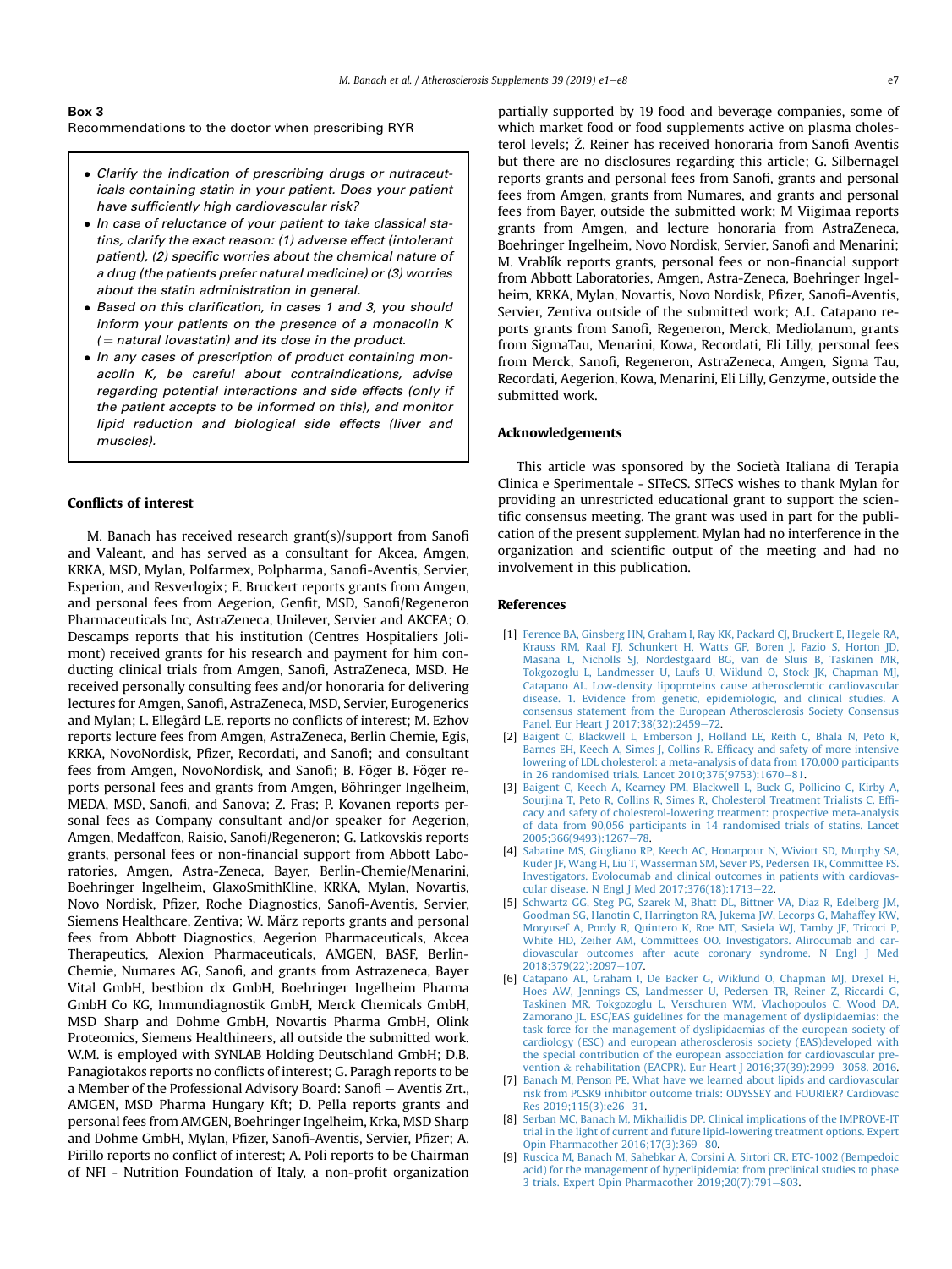**Box 3**
Recommendations to the doctor when prescribing RYR

- *Clarify the indication of prescribing drugs or nutraceuticals containing statin in your patient. Does your patient have sufficiently high cardiovascular risk?*
- *In case of reluctance of your patient to take classical statins, clarify the exact reason: (1) adverse effect (intolerant patient), (2) specific worries about the chemical nature of a drug (the patients prefer natural medicine) or (3) worries about the statin administration in general.*
- *Based on this clarification, in cases 1 and 3, you should inform your patients on the presence of a monacolin K (= natural lovastatin) and its dose in the product.*
- *In any cases of prescription of product containing monacolin K, be careful about contraindications, advise regarding potential interactions and side effects (only if the patient accepts to be informed on this), and monitor lipid reduction and biological side effects (liver and muscles).*

## Conflicts of interest

M. Banach has received research grant(s)/support from Sanofi and Valeant, and has served as a consultant for Akcea, Amgen, KRKA, MSD, Mylan, Polfarmex, Polpharma, Sanofi-Aventis, Servier, Esperion, and Resverlogix; E. Bruckert reports grants from Amgen, and personal fees from Aegerion, Genfit, MSD, Sanofi/Regeneron Pharmaceuticals Inc, AstraZeneca, Unilever, Servier and AKCEA; O. Descamps reports that his institution (Centres Hospitaliers Jolimont) received grants for his research and payment for him conducting clinical trials from Amgen, Sanofi, AstraZeneca, MSD. He received personally consulting fees and/or honoraria for delivering lectures for Amgen, Sanofi, AstraZeneca, MSD, Servier, Eurogenerics and Mylan; L. Ellegård L.E. reports no conflicts of interest; M. Ezhov reports lecture fees from Amgen, AstraZeneca, Berlin Chemie, Egis, KRKA, NovoNordisk, Pfizer, Recordati, and Sanofi; and consultant fees from Amgen, NovoNordisk, and Sanofi; B. Föger B. Föger reports personal fees and grants from Amgen, Böhringer Ingelheim, MEDA, MSD, Sanofi, and Sanova; Z. Fras; P. Kovanen reports personal fees as Company consultant and/or speaker for Aegerion, Amgen, Medaffcon, Raisio, Sanofi/Regeneron; G. Latkovskis reports grants, personal fees or non-financial support from Abbott Laboratories, Amgen, Astra-Zeneca, Bayer, Berlin-Chemie/Menarini, Boehringer Ingelheim, GlaxoSmithKline, KRKA, Mylan, Novartis, Novo Nordisk, Pfizer, Roche Diagnostics, Sanofi-Aventis, Servier, Siemens Healthcare, Zentiva; W. März reports grants and personal fees from Abbott Diagnostics, Aegerion Pharmaceuticals, Akcea Therapeutics, Alexion Pharmaceuticals, AMGEN, BASF, Berlin-Chemie, Numares AG, Sanofi, and grants from Astrazeneca, Bayer Vital GmbH, bestbion dx GmbH, Boehringer Ingelheim Pharma GmbH Co KG, Immundiagnostik GmbH, Merck Chemicals GmbH, MSD Sharp and Dohme GmbH, Novartis Pharma GmbH, Olink Proteomics, Siemens Healthineers, all outside the submitted work. W.M. is employed with SYNLAB Holding Deutschland GmbH; D.B. Panagiotakos reports no conflicts of interest; G. Paragh reports to be a Member of the Professional Advisory Board: Sanofi – Aventis Zrt., AMGEN, MSD Pharma Hungary Kft; D. Pella reports grants and personal fees from AMGEN, Boehringer Ingelheim, Krka, MSD Sharp and Dohme GmbH, Mylan, Pfizer, Sanofi-Aventis, Servier, Pfizer; A. Pirillo reports no conflict of interest; A. Poli reports to be Chairman of NFI - Nutrition Foundation of Italy, a non-profit organization partially supported by 19 food and beverage companies, some of which market food or food supplements active on plasma cholesterol levels; Ž. Reiner has received honoraria from Sanofi Aventis but there are no disclosures regarding this article; G. Silbernagel reports grants and personal fees from Sanofi, grants and personal fees from Amgen, grants from Numares, and grants and personal fees from Bayer, outside the submitted work; M Viigimaa reports grants from Amgen, and lecture honoraria from AstraZeneca, Boehringer Ingelheim, Novo Nordisk, Servier, Sanofi and Menarini; M. Vrablík reports grants, personal fees or non-financial support from Abbott Laboratories, Amgen, Astra-Zeneca, Boehringer Ingelheim, KRKA, Mylan, Novartis, Novo Nordisk, Pfizer, Sanofi-Aventis, Servier, Zentiva outside of the submitted work; A.L. Catapano reports grants from Sanofi, Regeneron, Merck, Mediolanum, grants from SigmaTau, Menarini, Kowa, Recordati, Eli Lilly, personal fees from Merck, Sanofi, Regeneron, AstraZeneca, Amgen, Sigma Tau, Recordati, Aegerion, Kowa, Menarini, Eli Lilly, Genzyme, outside the submitted work.

## Acknowledgements

This article was sponsored by the Società Italiana di Terapia Clinica e Sperimentale - SITeCS. SITeCS wishes to thank Mylan for providing an unrestricted educational grant to support the scientific consensus meeting. The grant was used in part for the publication of the present supplement. Mylan had no interference in the organization and scientific output of the meeting and had no involvement in this publication.

## References

[1] Ference BA, Ginsberg HN, Graham I, Ray KK, Packard CJ, Bruckert E, Hegele RA, Krauss RM, Raal FJ, Schunkert H, Watts GF, Boren J, Fazio S, Horton JD, Masana L, Nicholls SJ, Nordestgaard BG, van de Sluis B, Taskinen MR, Tokgozoglu L, Landmesser U, Laufs U, Wiklund O, Stock JK, Chapman MJ, Catapano AL. Low-density lipoproteins cause atherosclerotic cardiovascular disease. 1. Evidence from genetic, epidemiologic, and clinical studies. A consensus statement from the European Atherosclerosis Society Consensus Panel. Eur Heart J 2017;38(32):2459–72.

[2] Baigent C, Blackwell L, Emberson J, Holland LE, Reith C, Bhala N, Peto R, Barnes EH, Keech A, Simes J, Collins R. Efficacy and safety of more intensive lowering of LDL cholesterol: a meta-analysis of data from 170,000 participants in 26 randomised trials. Lancet 2010;376(9753):1670–81.

[3] Baigent C, Keech A, Kearney PM, Blackwell L, Buck G, Pollicino C, Kirby A, Sourjina T, Peto R, Collins R, Simes R, Cholesterol Treatment Trialists C. Efficacy and safety of cholesterol-lowering treatment: prospective meta-analysis of data from 90,056 participants in 14 randomised trials of statins. Lancet 2005;366(9493):1267–78.

[4] Sabatine MS, Giugliano RP, Keech AC, Honarpour N, Wiviott SD, Murphy SA, Kuder JF, Wang H, Liu T, Wasserman SM, Sever PS, Pedersen TR, Committee FS. Investigators. Evolocumab and clinical outcomes in patients with cardiovascular disease. N Engl J Med 2017;376(18):1713–22.

[5] Schwartz GG, Steg PG, Szarek M, Bhatt DL, Bittner VA, Diaz R, Edelberg JM, Goodman SG, Hanotin C, Harrington RA, Jukema JW, Lecorps G, Mahaffey KW, Moryusef A, Pordy R, Quintero K, Roe MT, Sasiela WJ, Tamby JF, Tricoci P, White HD, Zeiher AM, Committees OO. Investigators. Alirocumab and cardiovascular outcomes after acute coronary syndrome. N Engl J Med 2018;379(22):2097–107.

[6] Catapano AL, Graham I, De Backer G, Wiklund O, Chapman MJ, Drexel H, Hoes AW, Jennings CS, Landmesser U, Pedersen TR, Reiner Z, Riccardi G, Taskinen MR, Tokgozoglu L, Verschuren WM, Vlachopoulos C, Wood DA, Zamorano JL. ESC/EAS guidelines for the management of dyslipidaemias: the task force for the management of dyslipidaemias of the european society of cardiology (ESC) and european atherosclerosis society (EAS)developed with the special contribution of the european assocciation for cardiovascular prevention & rehabilitation (EACPR). Eur Heart J 2016;37(39):2999–3058. 2016.

[7] Banach M, Penson PE. What have we learned about lipids and cardiovascular risk from PCSK9 inhibitor outcome trials: ODYSSEY and FOURIER? Cardiovasc Res 2019;115(3):e26–31.

[8] Serban MC, Banach M, Mikhailidis DP. Clinical implications of the IMPROVE-IT trial in the light of current and future lipid-lowering treatment options. Expert Opin Pharmacother 2016;17(3):369–80.

[9] Ruscica M, Banach M, Sahebkar A, Corsini A, Sirtori CR. ETC-1002 (Bempedoic acid) for the management of hyperlipidemia: from preclinical studies to phase 3 trials. Expert Opin Pharmacother 2019;20(7):791–803.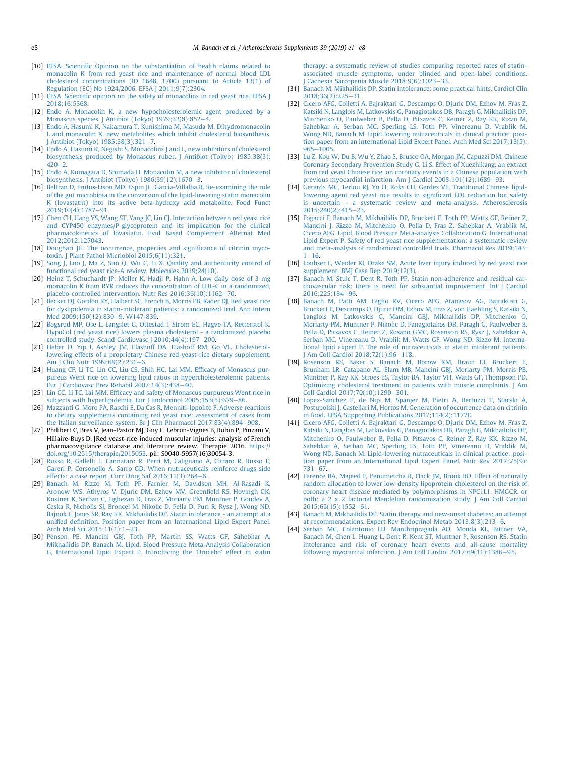[10] EFSA. Scientific Opinion on the substantiation of health claims related to monacolin K from red yeast rice and maintenance of normal blood LDL cholesterol concentrations (ID 1648, 1700) pursuant to Article 13(1) of Regulation (EC) No 1924/2006. EFSA J 2011;9(7):2304.

[11] EFSA. Scientific opinion on the safety of monacolins in red yeast rice. EFSA J 2018;16:5368.

[12] Endo A. Monacolin K, a new hypocholesterolemic agent produced by a Monascus species. J Antibiot (Tokyo) 1979;32(8):852–4.

[13] Endo A, Hasumi K, Nakamura T, Kunishima M, Masuda M. Dihydromonacolin L and monacolin X, new metabolites which inhibit cholesterol biosynthesis. J Antibiot (Tokyo) 1985;38(3):321–7.

[14] Endo A, Hasumi K, Negishi S. Monacolins J and L, new inhibitors of cholesterol biosynthesis produced by Monascus ruber. J Antibiot (Tokyo) 1985;38(3):420–2.

[15] Endo A, Komagata D, Shimada H. Monacolin M, a new inhibitor of cholesterol biosynthesis. J Antibiot (Tokyo) 1986;39(12):1670–3.

[16] Beltran D, Frutos-Lison MD, Espin JC, Garcia-Villalba R. Re-examining the role of the gut microbiota in the conversion of the lipid-lowering statin monacolin K (lovastatin) into its active beta-hydroxy acid metabolite. Food Funct 2019;10(4):1787–91.

[17] Chen CH, Uang YS, Wang ST, Yang JC, Lin CJ. Interaction between red yeast rice and CYP450 enzymes/P-glycoprotein and its implication for the clinical pharmacokinetics of lovastatin. Evid Based Complement Alternat Med 2012;2012:127043.

[18] Doughari JH. The occurrence, properties and significance of citrinin mycotoxin. J Plant Pathol Micriobiol 2015;6(11):321.

[19] Song J, Luo J, Ma Z, Sun Q, Wu C, Li X. Quality and authenticity control of functional red yeast rice-A review. Molecules 2019;24(10).

[20] Heinz T, Schuchardt JP, Moller K, Hadji P, Hahn A. Low daily dose of 3 mg monacolin K from RYR reduces the concentration of LDL-C in a randomized, placebo-controlled intervention. Nutr Res 2016;36(10):1162–70.

[21] Becker DJ, Gordon RY, Halbert SC, French B, Morris PB, Rader DJ. Red yeast rice for dyslipidemia in statin-intolerant patients: a randomized trial. Ann Intern Med 2009;150(12):830–9. W147-839.

[22] Bogsrud MP, Ose L, Langslet G, Ottestad I, Strom EC, Hagve TA, Retterstol K. HypoCol (red yeast rice) lowers plasma cholesterol - a randomized placebo controlled study. Scand Cardiovasc J 2010;44(4):197–200.

[23] Heber D, Yip I, Ashley JM, Elashoff DA, Elashoff RM, Go VL. Cholesterol-lowering effects of a proprietary Chinese red-yeast-rice dietary supplement. Am J Clin Nutr 1999;69(2):231–6.

[24] Huang CF, Li TC, Lin CC, Liu CS, Shih HC, Lai MM. Efficacy of Monascus purpureus Went rice on lowering lipid ratios in hypercholesterolemic patients. Eur J Cardiovasc Prev Rehabil 2007;14(3):438–40.

[25] Lin CC, Li TC, Lai MM. Efficacy and safety of Monascus purpureus Went rice in subjects with hyperlipidemia. Eur J Endocrinol 2005;153(5):679–86.

[26] Mazzanti G, Moro PA, Raschi E, Da Cas R, Menniti-Ippolito F. Adverse reactions to dietary supplements containing red yeast rice: assessment of cases from the Italian surveillance system. Br J Clin Pharmacol 2017;83(4):894–908.

[27] Philibert C, Bres V, Jean-Pastor MJ, Guy C, Lebrun-Vignes B, Robin P, Pinzani V, Hillaire-Buys D. [Red yeast-rice-induced muscular injuries: analysis of French pharmacovigilance database and literature review. Therapie 2016. https://doi.org/10.2515/therapie/2015053. pii: S0040-5957(16)30054-3.

[28] Russo R, Gallelli L, Cannataro R, Perri M, Calignano A, Citraro R, Russo E, Gareri P, Corsonello A, Sarro GD. When nutraceuticals reinforce drugs side effects: a case report. Curr Drug Saf 2016;11(3):264–6.

[29] Banach M, Rizzo M, Toth PP, Farnier M, Davidson MH, Al-Rasadi K, Aronow WS, Athyros V, Djuric DM, Ezhov MV, Greenfield RS, Hovingh GK, Kostner K, Serban C, Lighezan D, Fras Z, Moriarty PM, Muntner P, Goudev A, Ceska R, Nicholls SJ, Broncel M, Nikolic D, Pella D, Puri R, Rysz J, Wong ND, Bajnok L, Jones SR, Ray KK, Mikhailidis DP. Statin intolerance - an attempt at a unified definition. Position paper from an International Lipid Expert Panel. Arch Med Sci 2015;11(1):1–23.

[30] Penson PE, Mancini GBJ, Toth PP, Martin SS, Watts GF, Sahebkar A, Mikhailidis DP, Banach M. Lipid, Blood Pressure Meta-Analysis Collaboration G, International Lipid Expert P. Introducing the 'Drucebo' effect in statin therapy: a systematic review of studies comparing reported rates of statin-associated muscle symptoms, under blinded and open-label conditions. J Cachexia Sarcopenia Muscle 2018;9(6):1023–33.

[31] Banach M, Mikhailidis DP. Statin intolerance: some practical hints. Cardiol Clin 2018;36(2):225–31.

[32] Cicero AFG, Colletti A, Bajraktari G, Descamps O, Djuric DM, Ezhov M, Fras Z, Katsiki N, Langlois M, Latkovskis G, Panagiotakos DB, Paragh G, Mikhailidis DP, Mitchenko O, Paulweber B, Pella D, Pitsavos C, Reiner Z, Ray KK, Rizzo M, Sahebkar A, Serban MC, Sperling LS, Toth PP, Vinereanu D, Vrablik M, Wong ND, Banach M. Lipid lowering nutraceuticals in clinical practice: position paper from an International Lipid Expert Panel. Arch Med Sci 2017;13(5):965–1005.

[33] Lu Z, Kou W, Du B, Wu Y, Zhao S, Brusco OA, Morgan JM, Capuzzi DM. Chinese Coronary Secondary Prevention Study G, Li S. Effect of Xuezhikang, an extract from red yeast Chinese rice, on coronary events in a Chinese population with previous myocardial infarction. Am J Cardiol 2008;101(12):1689–93.

[34] Gerards MC, Terlou RJ, Yu H, Koks CH, Gerdes VE. Traditional Chinese lipid-lowering agent red yeast rice results in significant LDL reduction but safety is uncertain - a systematic review and meta-analysis. Atherosclerosis 2015;240(2):415–23.

[35] Fogacci F, Banach M, Mikhailidis DP, Bruckert E, Toth PP, Watts GF, Reiner Z, Mancini J, Rizzo M, Mitchenko O, Pella D, Fras Z, Sahebkar A, Vrablik M, Cicero AFG. Lipid, Blood Pressure Meta-analysis Collaboration G, International Lipid Expert P. Safety of red yeast rice supplementation: a systematic review and meta-analysis of randomized controlled trials. Pharmacol Res 2019;143:1–16.

[36] Loubser L, Weider KI, Drake SM. Acute liver injury induced by red yeast rice supplement. BMJ Case Rep 2019;12(3).

[37] Banach M, Stulc T, Dent R, Toth PP. Statin non-adherence and residual cardiovascular risk: there is need for substantial improvement. Int J Cardiol 2016;225:184–96.

[38] Banach M, Patti AM, Giglio RV, Cicero AFG, Atanasov AG, Bajraktari G, Bruckert E, Descamps O, Djuric DM, Ezhov M, Fras Z, von Haehling S, Katsiki N, Langlois M, Latkovskis G, Mancini GBJ, Mikhailidis DP, Mitchenko O, Moriarty PM, Muntner P, Nikolic D, Panagiotakos DB, Paragh G, Paulweber B, Pella D, Pitsavos C, Reiner Z, Rosano GMC, Rosenson RS, Rysz J, Sahebkar A, Serban MC, Vinereanu D, Vrablik M, Watts GF, Wong ND, Rizzo M. International lipid expert P. The role of nutraceuticals in statin intolerant patients. J Am Coll Cardiol 2018;72(1):96–118.

[39] Rosenson RS, Baker S, Banach M, Borow KM, Braun LT, Bruckert E, Brunham LR, Catapano AL, Elam MB, Mancini GBJ, Moriarty PM, Morris PB, Muntner P, Ray KK, Stroes ES, Taylor BA, Taylor VH, Watts GF, Thompson PD. Optimizing cholesterol treatment in patients with muscle complaints. J Am Coll Cardiol 2017;70(10):1290–301.

[40] Lopez-Sanchez P, de Nijs M, Spanjer M, Pietri A, Bertuzzi T, Starski A, Postupolski J, Castellari M, Hortos M. Generation of occurrence data on citrinin in food. EFSA Supporting Publications 2017;114(2):1177E.

[41] Cicero AFG, Colletti A, Bajraktari G, Descamps O, Djuric DM, Ezhov M, Fras Z, Katsiki N, Langlois M, Latkovskis G, Panagiotakos DB, Paragh G, Mikhailidis DP, Mitchenko O, Paulweber B, Pella D, Pitsavos C, Reiner Z, Ray KK, Rizzo M, Sahebkar A, Serban MC, Sperling LS, Toth PP, Vinereanu D, Vrablik M, Wong ND, Banach M. Lipid-lowering nutraceuticals in clinical practice: position paper from an International Lipid Expert Panel. Nutr Rev 2017;75(9):731–67.

[42] Ference BA, Majeed F, Penumetcha R, Flack JM, Brook RD. Effect of naturally random allocation to lower low-density lipoprotein cholesterol on the risk of coronary heart disease mediated by polymorphisms in NPC1L1, HMGCR, or both: a 2 x 2 factorial Mendelian randomization study. J Am Coll Cardiol 2015;65(15):1552–61.

[43] Banach M, Mikhailidis DP. Statin therapy and new-onset diabetes: an attempt at recommendations. Expert Rev Endocrinol Metab 2013;8(3):213–6.

[44] Serban MC, Colantonio LD, Manthripragada AD, Monda KL, Bittner VA, Banach M, Chen L, Huang L, Dent R, Kent ST, Muntner P, Rosenson RS. Statin intolerance and risk of coronary heart events and all-cause mortality following myocardial infarction. J Am Coll Cardiol 2017;69(11):1386–95.